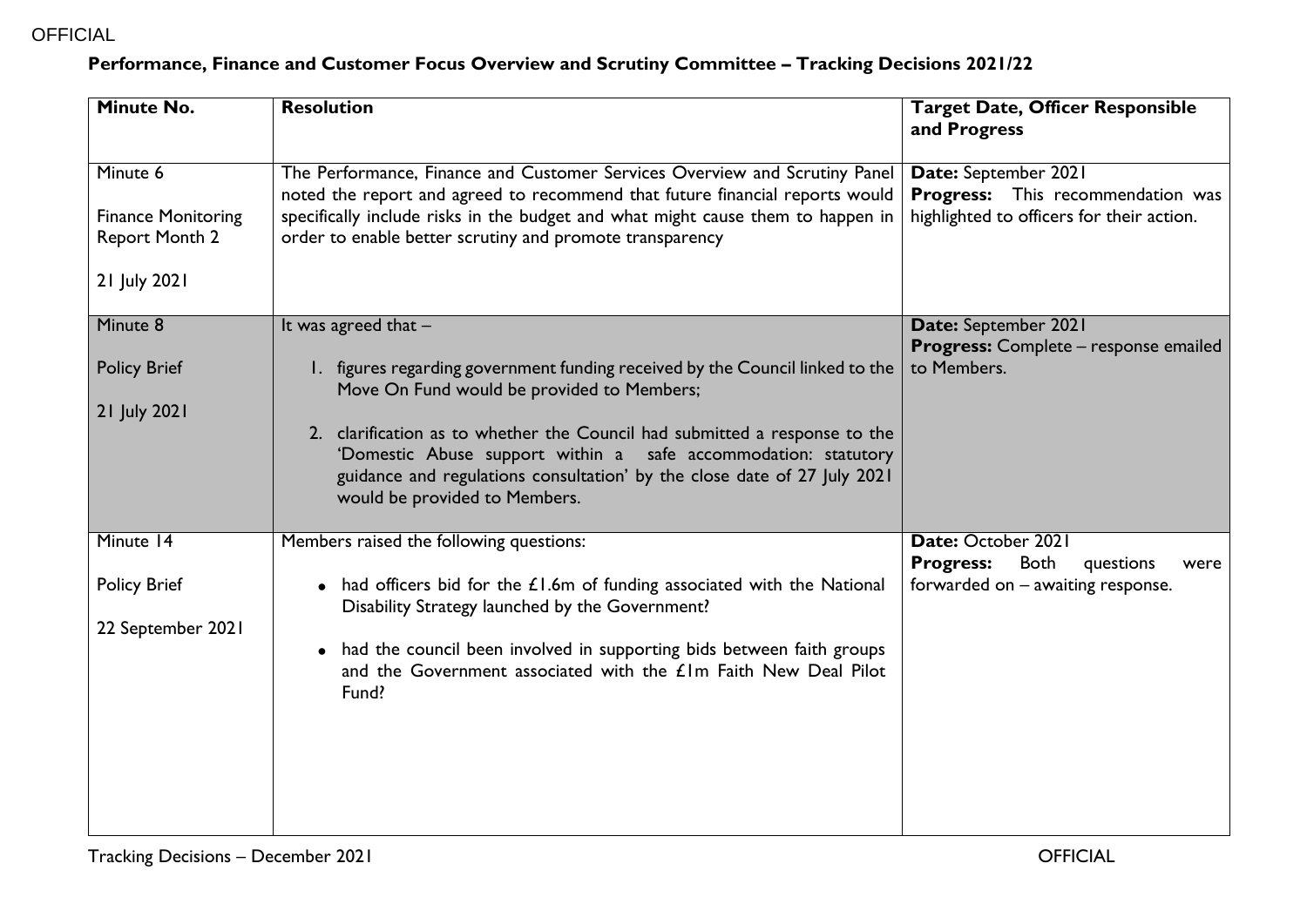OFFICIAL

**Performance, Finance and Customer Focus Overview and Scrutiny Committee – Tracking Decisions 2021/22**

| **Minute No.** | **Resolution** | **Target Date, Officer Responsible and Progress** |
|---|---|---|
| Minute 6<br><br>Finance Monitoring Report Month 2<br><br>21 July 2021 | The Performance, Finance and Customer Services Overview and Scrutiny Panel noted the report and agreed to recommend that future financial reports would specifically include risks in the budget and what might cause them to happen in order to enable better scrutiny and promote transparency | **Date:** September 2021<br>**Progress:** This recommendation was highlighted to officers for their action. |
| Minute 8<br><br>Policy Brief<br><br>21 July 2021 | It was agreed that –<br><br>1. figures regarding government funding received by the Council linked to the Move On Fund would be provided to Members;<br><br>2. clarification as to whether the Council had submitted a response to the 'Domestic Abuse support within a safe accommodation: statutory guidance and regulations consultation' by the close date of 27 July 2021 would be provided to Members. | **Date:** September 2021<br>**Progress:** Complete – response emailed to Members. |
| Minute 14<br><br>Policy Brief<br><br>22 September 2021 | Members raised the following questions:<br><br>• had officers bid for the £1.6m of funding associated with the National Disability Strategy launched by the Government?<br><br>• had the council been involved in supporting bids between faith groups and the Government associated with the £1m Faith New Deal Pilot Fund? | **Date:** October 2021<br>**Progress:** Both questions were forwarded on – awaiting response. |

Tracking Decisions – December 2021

OFFICIAL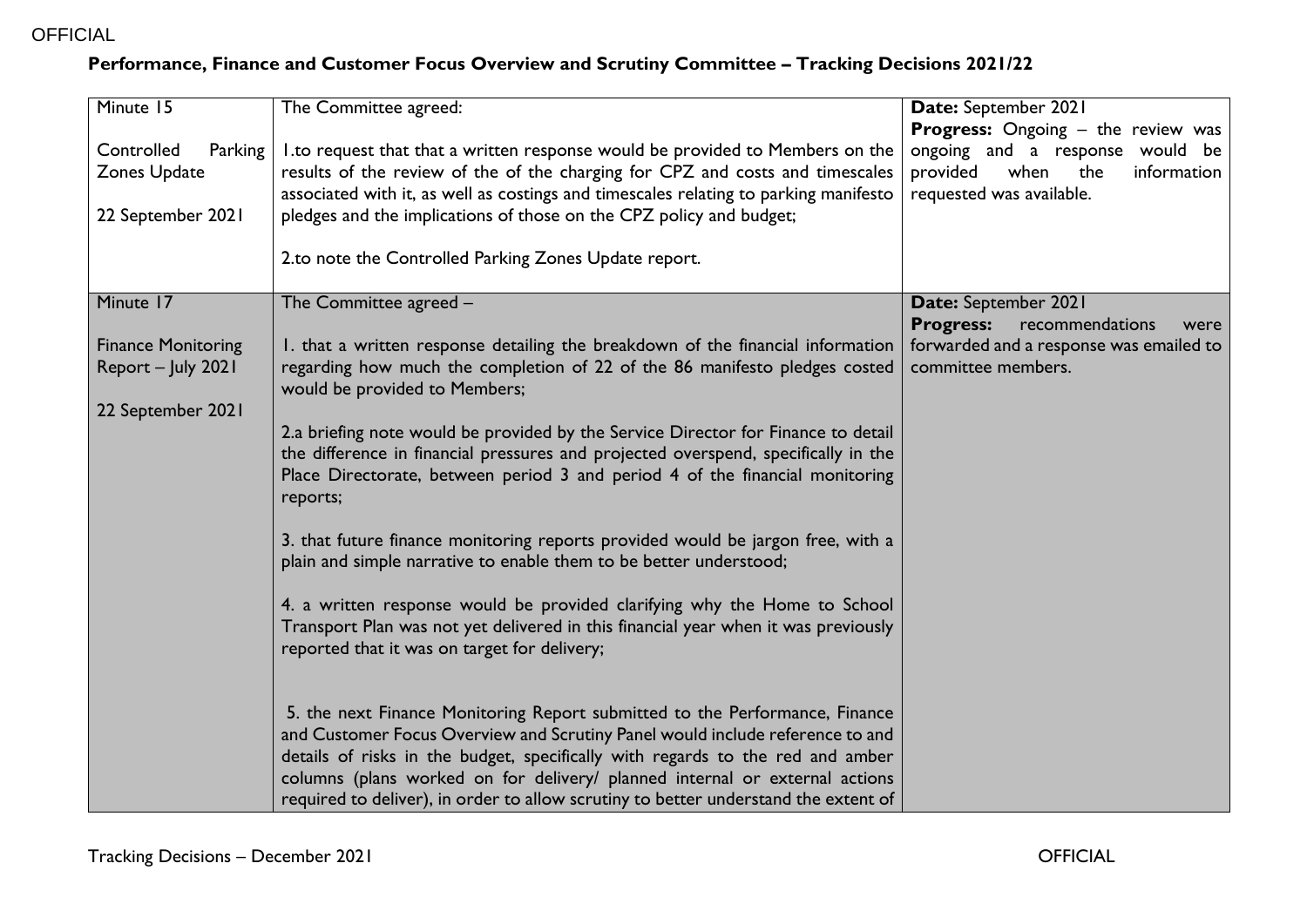**Performance, Finance and Customer Focus Overview and Scrutiny Committee – Tracking Decisions 2021/22**

| | | |
|---|---|---|
| Minute 15<br><br>Controlled Parking Zones Update<br><br>22 September 2021 | The Committee agreed:<br><br>1.to request that that a written response would be provided to Members on the results of the review of the of the charging for CPZ and costs and timescales associated with it, as well as costings and timescales relating to parking manifesto pledges and the implications of those on the CPZ policy and budget;<br><br>2.to note the Controlled Parking Zones Update report. | **Date:** September 2021<br>**Progress:** Ongoing – the review was ongoing and a response would be provided when the information requested was available. |
| Minute 17<br><br>Finance Monitoring Report – July 2021<br><br>22 September 2021 | The Committee agreed –<br><br>1. that a written response detailing the breakdown of the financial information regarding how much the completion of 22 of the 86 manifesto pledges costed would be provided to Members;<br><br>2.a briefing note would be provided by the Service Director for Finance to detail the difference in financial pressures and projected overspend, specifically in the Place Directorate, between period 3 and period 4 of the financial monitoring reports;<br><br>3. that future finance monitoring reports provided would be jargon free, with a plain and simple narrative to enable them to be better understood;<br><br>4. a written response would be provided clarifying why the Home to School Transport Plan was not yet delivered in this financial year when it was previously reported that it was on target for delivery;<br><br>5. the next Finance Monitoring Report submitted to the Performance, Finance and Customer Focus Overview and Scrutiny Panel would include reference to and details of risks in the budget, specifically with regards to the red and amber columns (plans worked on for delivery/ planned internal or external actions required to deliver), in order to allow scrutiny to better understand the extent of | **Date:** September 2021<br>**Progress:** recommendations were forwarded and a response was emailed to committee members. |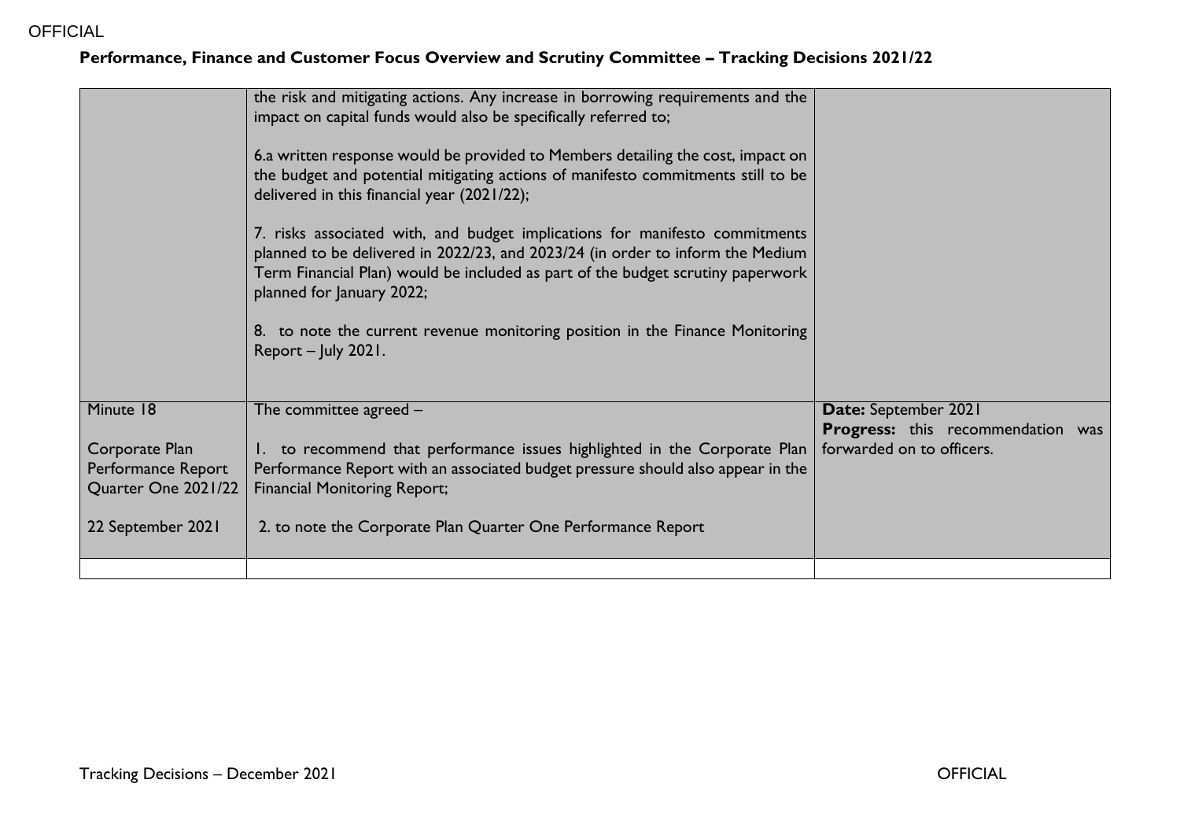**Performance, Finance and Customer Focus Overview and Scrutiny Committee – Tracking Decisions 2021/22**

| | | |
|---|---|---|
| | the risk and mitigating actions. Any increase in borrowing requirements and the impact on capital funds would also be specifically referred to;<br><br>6.a written response would be provided to Members detailing the cost, impact on the budget and potential mitigating actions of manifesto commitments still to be delivered in this financial year (2021/22);<br><br>7. risks associated with, and budget implications for manifesto commitments planned to be delivered in 2022/23, and 2023/24 (in order to inform the Medium Term Financial Plan) would be included as part of the budget scrutiny paperwork planned for January 2022;<br><br>8. to note the current revenue monitoring position in the Finance Monitoring Report – July 2021. | |
| Minute 18<br><br>Corporate Plan Performance Report Quarter One 2021/22<br><br>22 September 2021 | The committee agreed –<br><br>1. to recommend that performance issues highlighted in the Corporate Plan Performance Report with an associated budget pressure should also appear in the Financial Monitoring Report;<br><br>2. to note the Corporate Plan Quarter One Performance Report | **Date:** September 2021<br>**Progress:** this recommendation was forwarded on to officers. |
| | | |